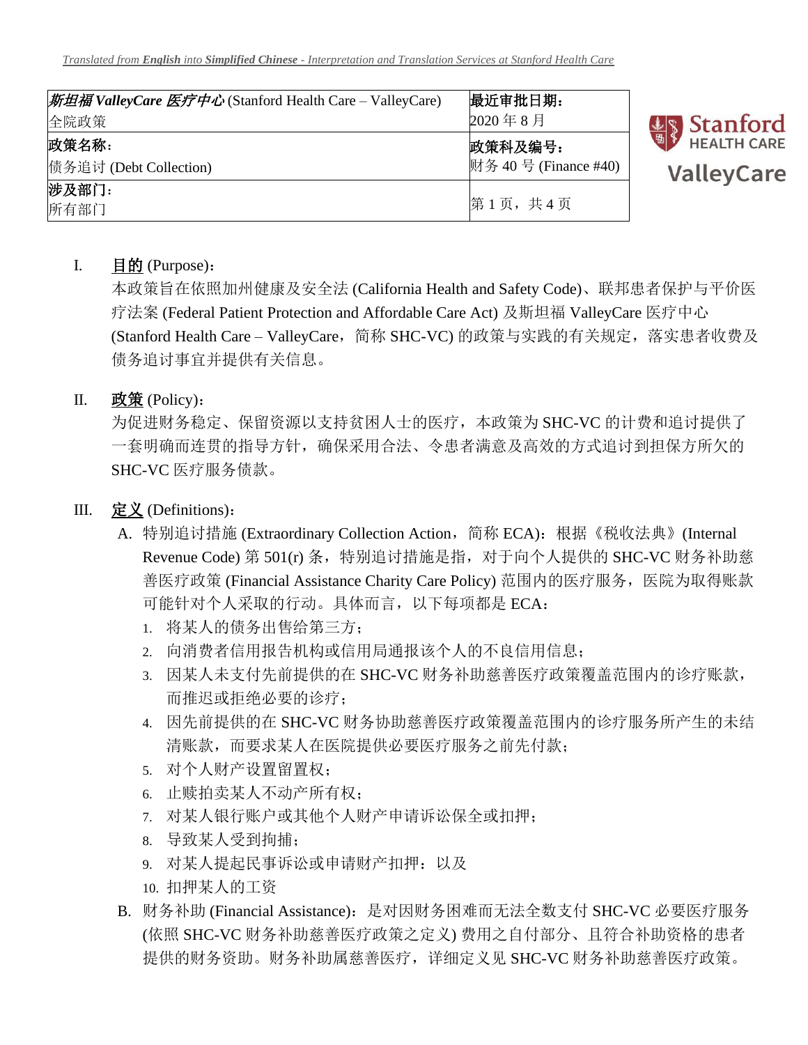*Translated from **English** into **Simplified Chinese** - Interpretation and Translation Services at Stanford Health Care*

| ***斯坦福 ValleyCare 医疗中心*** (Stanford Health Care – ValleyCare)<br>全院政策 | **最近审批日期：**<br>2020 年 8 月 |
|---|---|
| **政策名称：**<br>债务追讨 (Debt Collection) | **政策科及编号：**<br>财务 40 号 (Finance #40) |
| **涉及部门：**<br>所有部门 | 第 1 页，共 4 页 |

Stanford HEALTH CARE ValleyCare

## I. <u>目的</u> (Purpose)：

本政策旨在依照加州健康及安全法 (California Health and Safety Code)、联邦患者保护与平价医疗法案 (Federal Patient Protection and Affordable Care Act) 及斯坦福 ValleyCare 医疗中心 (Stanford Health Care – ValleyCare，简称 SHC-VC) 的政策与实践的有关规定，落实患者收费及债务追讨事宜并提供有关信息。

## II. <u>政策</u> (Policy)：

为促进财务稳定、保留资源以支持贫困人士的医疗，本政策为 SHC-VC 的计费和追讨提供了一套明确而连贯的指导方针，确保采用合法、令患者满意及高效的方式追讨到担保方所欠的 SHC-VC 医疗服务债款。

## III. <u>定义</u> (Definitions)：

A. 特别追讨措施 (Extraordinary Collection Action，简称 ECA)：根据《税收法典》(Internal Revenue Code) 第 501(r) 条，特别追讨措施是指，对于向个人提供的 SHC-VC 财务补助慈善医疗政策 (Financial Assistance Charity Care Policy) 范围内的医疗服务，医院为取得账款可能针对个人采取的行动。具体而言，以下每项都是 ECA：

1. 将某人的债务出售给第三方；
2. 向消费者信用报告机构或信用局通报该个人的不良信用信息；
3. 因某人未支付先前提供的在 SHC-VC 财务补助慈善医疗政策覆盖范围内的诊疗账款，而推迟或拒绝必要的诊疗；
4. 因先前提供的在 SHC-VC 财务协助慈善医疗政策覆盖范围内的诊疗服务所产生的未结清账款，而要求某人在医院提供必要医疗服务之前先付款；
5. 对个人财产设置留置权；
6. 止赎拍卖某人不动产所有权；
7. 对某人银行账户或其他个人财产申请诉讼保全或扣押；
8. 导致某人受到拘捕；
9. 对某人提起民事诉讼或申请财产扣押；以及
10. 扣押某人的工资

B. 财务补助 (Financial Assistance)：是对因财务困难而无法全数支付 SHC-VC 必要医疗服务 (依照 SHC-VC 财务补助慈善医疗政策之定义) 费用之自付部分、且符合补助资格的患者提供的财务资助。财务补助属慈善医疗，详细定义见 SHC-VC 财务补助慈善医疗政策。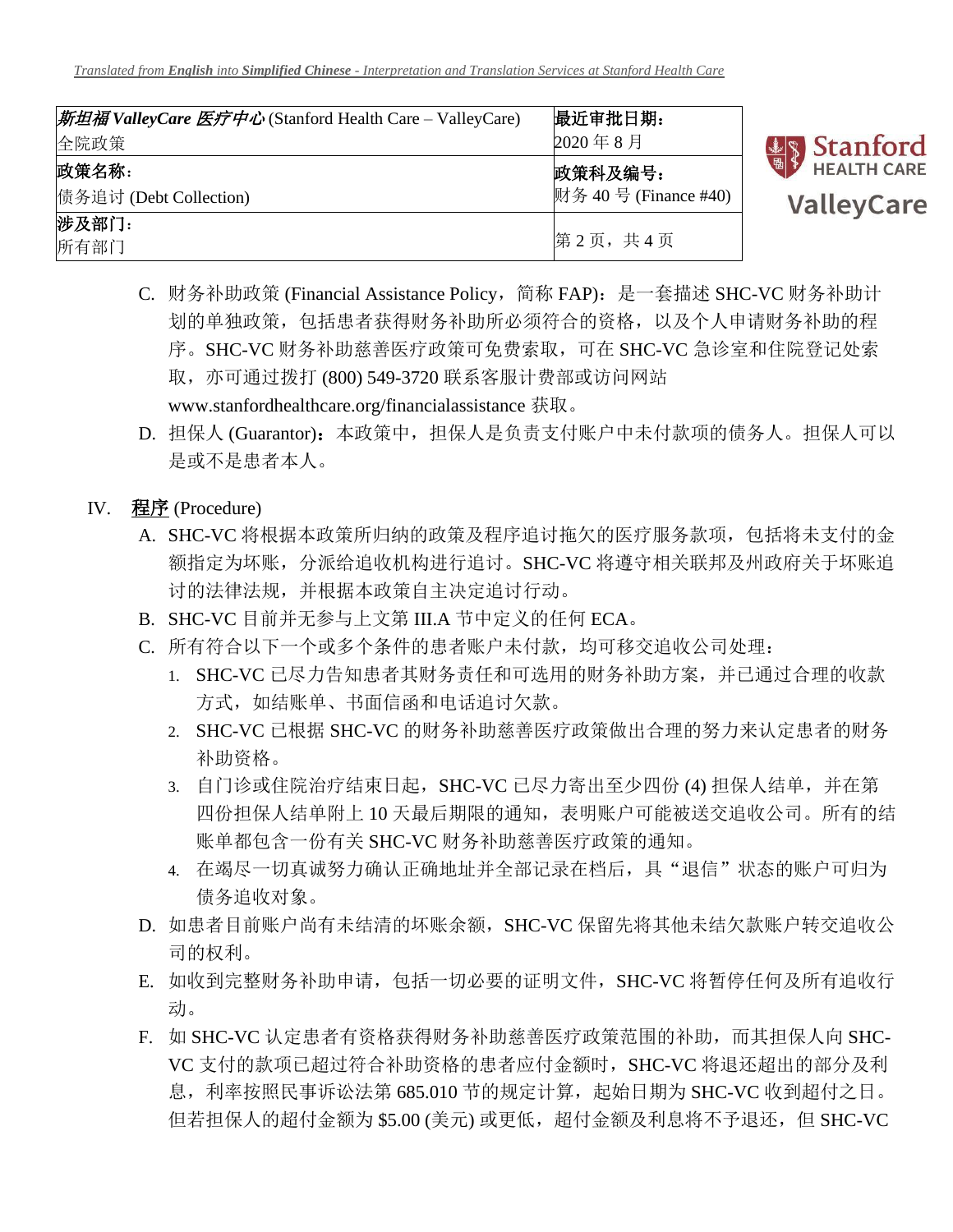C. 财务补助政策 (Financial Assistance Policy，简称 FAP)：是一套描述 SHC-VC 财务补助计划的单独政策，包括患者获得财务补助所必须符合的资格，以及个人申请财务补助的程序。SHC-VC 财务补助慈善医疗政策可免费索取，可在 SHC-VC 急诊室和住院登记处索取，亦可通过拨打 (800) 549-3720 联系客服计费部或访问网站 www.stanfordhealthcare.org/financialassistance 获取。

D. 担保人 (Guarantor)：本政策中，担保人是负责支付账户中未付款项的债务人。担保人可以是或不是患者本人。

## IV. 程序 (Procedure)

A. SHC-VC 将根据本政策所归纳的政策及程序追讨拖欠的医疗服务款项，包括将未支付的金额指定为坏账，分派给追收机构进行追讨。SHC-VC 将遵守相关联邦及州政府关于坏账追讨的法律法规，并根据本政策自主决定追讨行动。

B. SHC-VC 目前并无参与上文第 III.A 节中定义的任何 ECA。

C. 所有符合以下一个或多个条件的患者账户未付款，均可移交追收公司处理：

1. SHC-VC 已尽力告知患者其财务责任和可选用的财务补助方案，并已通过合理的收款方式，如结账单、书面信函和电话追讨欠款。
2. SHC-VC 已根据 SHC-VC 的财务补助慈善医疗政策做出合理的努力来认定患者的财务补助资格。
3. 自门诊或住院治疗结束日起，SHC-VC 已尽力寄出至少四份 (4) 担保人结单，并在第四份担保人结单附上 10 天最后期限的通知，表明账户可能被送交追收公司。所有的结账单都包含一份有关 SHC-VC 财务补助慈善医疗政策的通知。
4. 在竭尽一切真诚努力确认正确地址并全部记录在档后，具“退信”状态的账户可归为债务追收对象。

D. 如患者目前账户尚有未结清的坏账余额，SHC-VC 保留先将其他未结欠款账户转交追收公司的权利。

E. 如收到完整财务补助申请，包括一切必要的证明文件，SHC-VC 将暂停任何及所有追收行动。

F. 如 SHC-VC 认定患者有资格获得财务补助慈善医疗政策范围的补助，而其担保人向 SHC-VC 支付的款项已超过符合补助资格的患者应付金额时，SHC-VC 将退还超出的部分及利息，利率按照民事诉讼法第 685.010 节的规定计算，起始日期为 SHC-VC 收到超付之日。但若担保人的超付金额为 $5.00 (美元) 或更低，超付金额及利息将不予退还，但 SHC-VC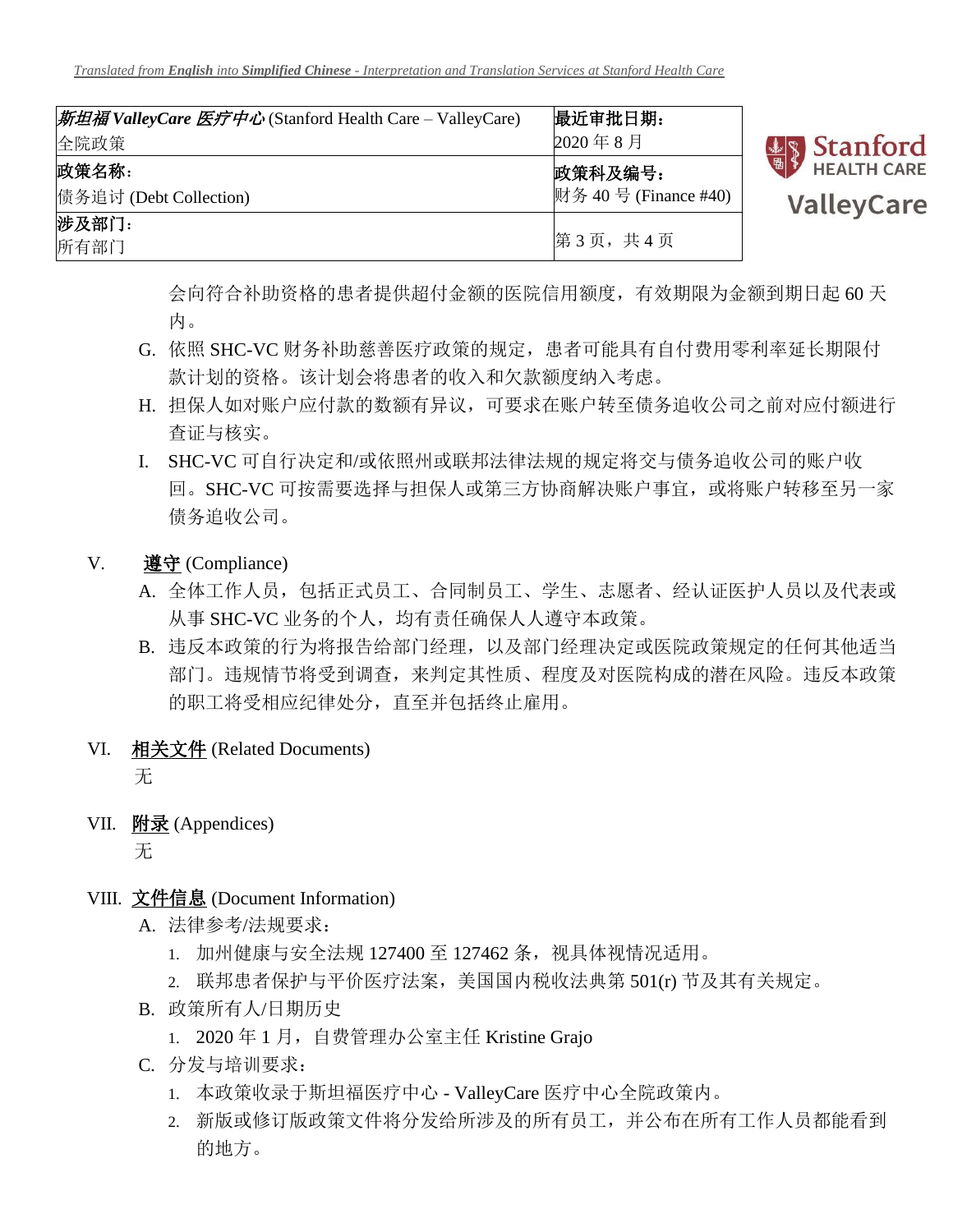会向符合补助资格的患者提供超付金额的医院信用额度，有效期限为金额到期日起 60 天内。

G. 依照 SHC-VC 财务补助慈善医疗政策的规定，患者可能具有自付费用零利率延长期限付款计划的资格。该计划会将患者的收入和欠款额度纳入考虑。

H. 担保人如对账户应付款的数额有异议，可要求在账户转至债务追收公司之前对应付额进行查证与核实。

I. SHC-VC 可自行决定和/或依照州或联邦法律法规的规定将交与债务追收公司的账户收回。SHC-VC 可按需要选择与担保人或第三方协商解决账户事宜，或将账户转移至另一家债务追收公司。

## V. 遵守 (Compliance)

A. 全体工作人员，包括正式员工、合同制员工、学生、志愿者、经认证医护人员以及代表或从事 SHC-VC 业务的个人，均有责任确保人人遵守本政策。

B. 违反本政策的行为将报告给部门经理，以及部门经理决定或医院政策规定的任何其他适当部门。违规情节将受到调查，来判定其性质、程度及对医院构成的潜在风险。违反本政策的职工将受相应纪律处分，直至并包括终止雇用。

## VI. 相关文件 (Related Documents)

无

## VII. 附录 (Appendices)

无

## VIII. 文件信息 (Document Information)

A. 法律参考/法规要求：

1. 加州健康与安全法规 127400 至 127462 条，视具体视情况适用。
2. 联邦患者保护与平价医疗法案，美国国内税收法典第 501(r) 节及其有关规定。

B. 政策所有人/日期历史

1. 2020 年 1 月，自费管理办公室主任 Kristine Grajo

C. 分发与培训要求：

1. 本政策收录于斯坦福医疗中心 - ValleyCare 医疗中心全院政策内。
2. 新版或修订版政策文件将分发给所涉及的所有员工，并公布在所有工作人员都能看到的地方。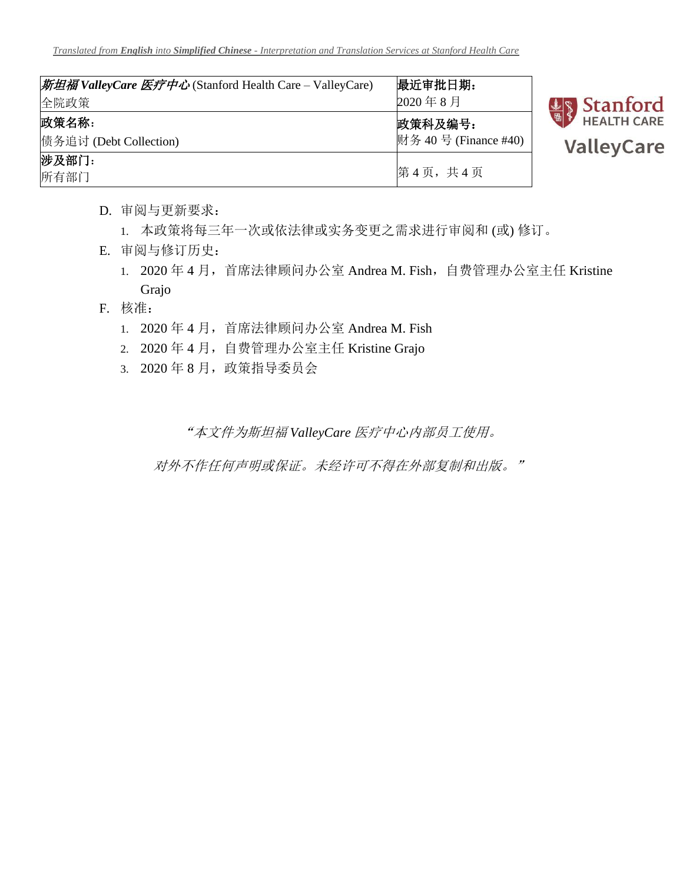D. 审阅与更新要求：

1. 本政策将每三年一次或依法律或实务变更之需求进行审阅和 (或) 修订。

E. 审阅与修订历史：

1. 2020 年 4 月，首席法律顾问办公室 Andrea M. Fish，自费管理办公室主任 Kristine Grajo

F. 核准：

1. 2020 年 4 月，首席法律顾问办公室 Andrea M. Fish
2. 2020 年 4 月，自费管理办公室主任 Kristine Grajo
3. 2020 年 8 月，政策指导委员会

*“本文件为斯坦福 ValleyCare 医疗中心内部员工使用。*

*对外不作任何声明或保证。未经许可不得在外部复制和出版。”*